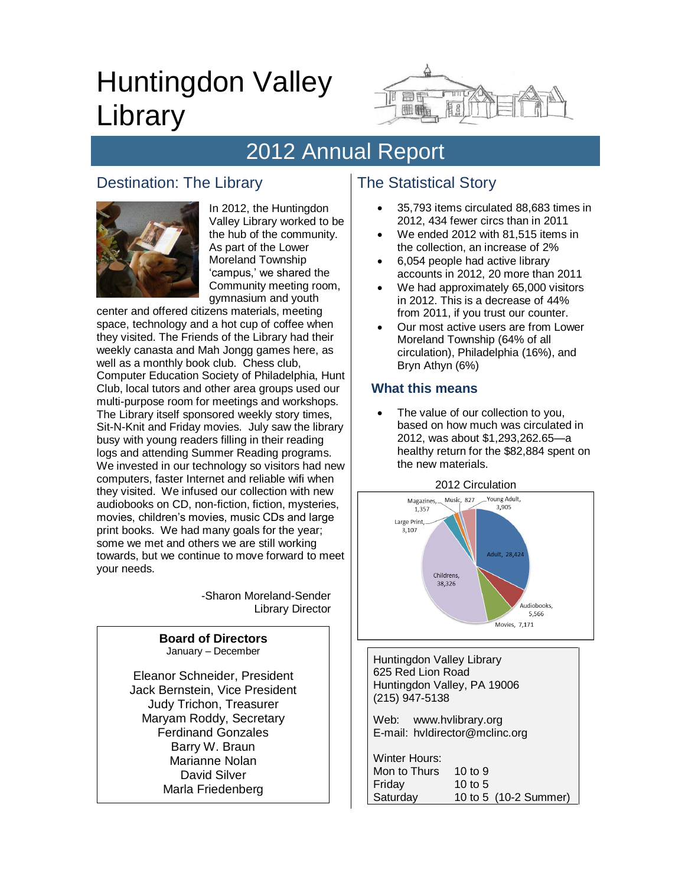# Huntingdon Valley Library

## 2012 Annual Report

### Destination: The Library

In 2012, the Huntingdon Valley Library worked to be the hub of the community. As part of the Lower Moreland Township 'campus,' we shared the Community meeting room, gymnasium and youth center and offered citizens materials, meeting space, technology and a hot cup of coffee when they visited. The Friends of the Library had their weekly canasta and Mah Jongg games here, as well as a monthly book club. Chess club, Computer Education Society of Philadelphia, Hunt Club, local tutors and other area groups used our multi-purpose room for meetings and workshops. The Library itself sponsored weekly story times, Sit-N-Knit and Friday movies. July saw the library busy with young readers filling in their reading logs and attending Summer Reading programs. We invested in our technology so visitors had new computers, faster Internet and reliable wifi when they visited. We infused our collection with new audiobooks on CD, non-fiction, fiction, mysteries, movies, children's movies, music CDs and large print books. We had many goals for the year; some we met and others we are still working towards, but we continue to move forward to meet your needs.

-Sharon Moreland-Sender
Library Director

**Board of Directors**
January – December

Eleanor Schneider, President
Jack Bernstein, Vice President
Judy Trichon, Treasurer
Maryam Roddy, Secretary
Ferdinand Gonzales
Barry W. Braun
Marianne Nolan
David Silver
Marla Friedenberg

### The Statistical Story

- 35,793 items circulated 88,683 times in 2012, 434 fewer circs than in 2011
- We ended 2012 with 81,515 items in the collection, an increase of 2%
- 6,054 people had active library accounts in 2012, 20 more than 2011
- We had approximately 65,000 visitors in 2012. This is a decrease of 44% from 2011, if you trust our counter.
- Our most active users are from Lower Moreland Township (64% of all circulation), Philadelphia (16%), and Bryn Athyn (6%)

#### What this means

- The value of our collection to you, based on how much was circulated in 2012, was about $1,293,262.65—a healthy return for the $82,884 spent on the new materials.

2012 Circulation

| Category | Circulation |
|---|---|
| Adult | 28,424 |
| Audiobooks | 5,566 |
| Movies | 7,171 |
| Childrens | 38,326 |
| Large Print | 3,107 |
| Magazines | 1,357 |
| Music | 827 |
| Young Adult | 3,905 |

Huntingdon Valley Library
625 Red Lion Road
Huntingdon Valley, PA 19006
(215) 947-5138

Web: www.hvlibrary.org
E-mail: hvldirector@mclinc.org

Winter Hours:

| | |
|---|---|
| Mon to Thurs | 10 to 9 |
| Friday | 10 to 5 |
| Saturday | 10 to 5 (10-2 Summer) |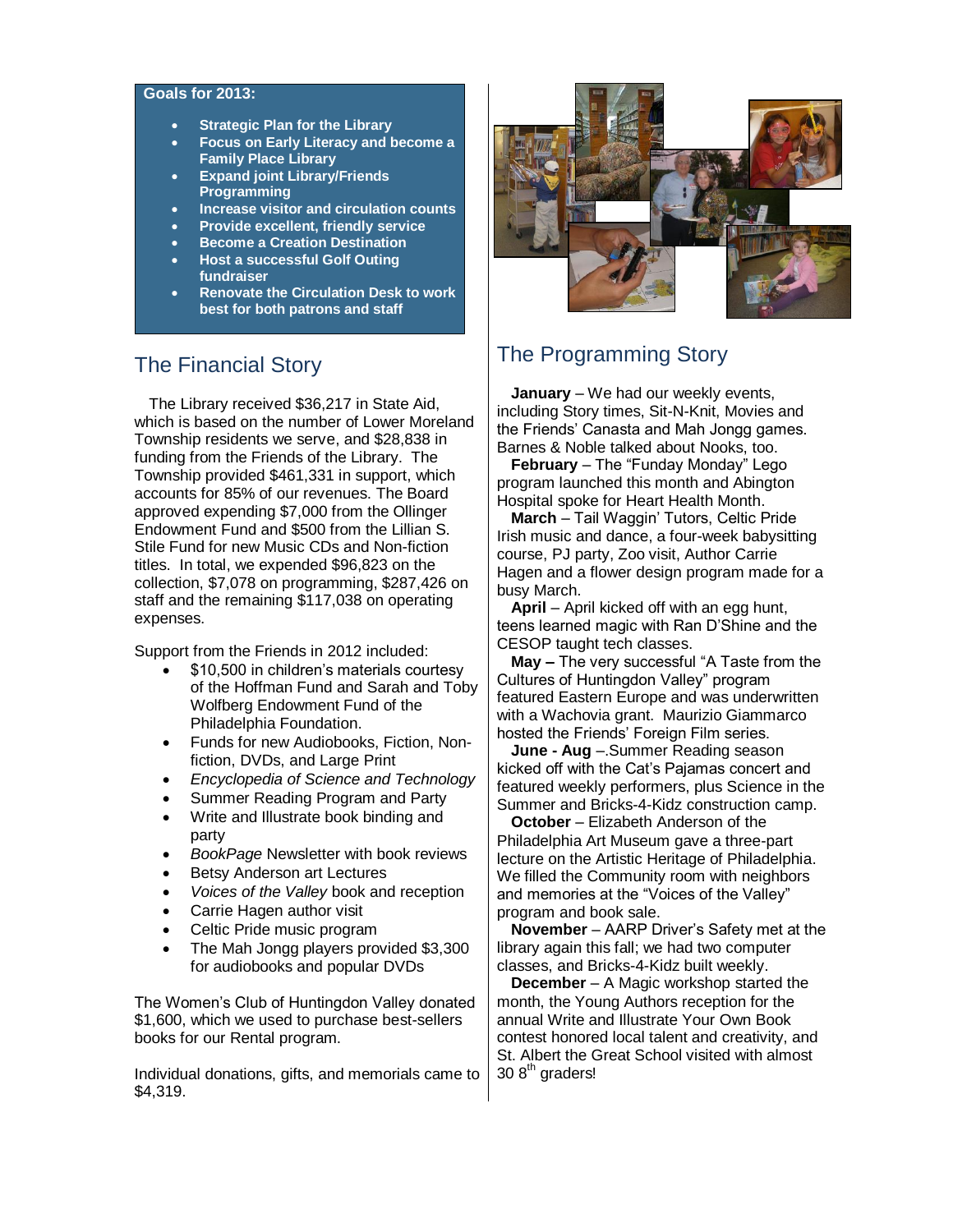**Goals for 2013:**

- **Strategic Plan for the Library**
- **Focus on Early Literacy and become a Family Place Library**
- **Expand joint Library/Friends Programming**
- **Increase visitor and circulation counts**
- **Provide excellent, friendly service**
- **Become a Creation Destination**
- **Host a successful Golf Outing fundraiser**
- **Renovate the Circulation Desk to work best for both patrons and staff**

## The Financial Story

The Library received $36,217 in State Aid, which is based on the number of Lower Moreland Township residents we serve, and $28,838 in funding from the Friends of the Library. The Township provided $461,331 in support, which accounts for 85% of our revenues. The Board approved expending $7,000 from the Ollinger Endowment Fund and $500 from the Lillian S. Stile Fund for new Music CDs and Non-fiction titles. In total, we expended $96,823 on the collection, $7,078 on programming, $287,426 on staff and the remaining $117,038 on operating expenses.

Support from the Friends in 2012 included:

- $10,500 in children's materials courtesy of the Hoffman Fund and Sarah and Toby Wolfberg Endowment Fund of the Philadelphia Foundation.
- Funds for new Audiobooks, Fiction, Non-fiction, DVDs, and Large Print
- *Encyclopedia of Science and Technology*
- Summer Reading Program and Party
- Write and Illustrate book binding and party
- *BookPage* Newsletter with book reviews
- Betsy Anderson art Lectures
- *Voices of the Valley* book and reception
- Carrie Hagen author visit
- Celtic Pride music program
- The Mah Jongg players provided $3,300 for audiobooks and popular DVDs

The Women's Club of Huntingdon Valley donated $1,600, which we used to purchase best-sellers books for our Rental program.

Individual donations, gifts, and memorials came to $4,319.

## The Programming Story

**January** – We had our weekly events, including Story times, Sit-N-Knit, Movies and the Friends' Canasta and Mah Jongg games. Barnes & Noble talked about Nooks, too.

**February** – The "Funday Monday" Lego program launched this month and Abington Hospital spoke for Heart Health Month.

**March** – Tail Waggin' Tutors, Celtic Pride Irish music and dance, a four-week babysitting course, PJ party, Zoo visit, Author Carrie Hagen and a flower design program made for a busy March.

**April** – April kicked off with an egg hunt, teens learned magic with Ran D'Shine and the CESOP taught tech classes.

**May –** The very successful "A Taste from the Cultures of Huntingdon Valley" program featured Eastern Europe and was underwritten with a Wachovia grant. Maurizio Giammarco hosted the Friends' Foreign Film series.

**June - Aug** –.Summer Reading season kicked off with the Cat's Pajamas concert and featured weekly performers, plus Science in the Summer and Bricks-4-Kidz construction camp.

**October** – Elizabeth Anderson of the Philadelphia Art Museum gave a three-part lecture on the Artistic Heritage of Philadelphia. We filled the Community room with neighbors and memories at the "Voices of the Valley" program and book sale.

**November** – AARP Driver's Safety met at the library again this fall; we had two computer classes, and Bricks-4-Kidz built weekly.

**December** – A Magic workshop started the month, the Young Authors reception for the annual Write and Illustrate Your Own Book contest honored local talent and creativity, and St. Albert the Great School visited with almost 30 8th graders!